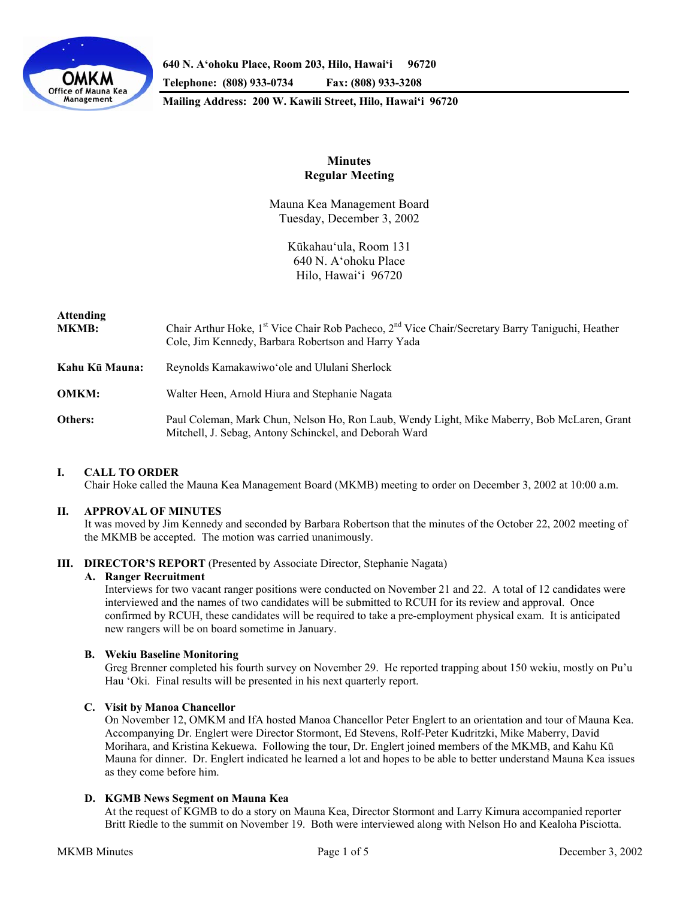640 N. A'ohoku Place, Room 203, Hilo, Hawai'i 96720
Telephone: (808) 933-0734 Fax: (808) 933-3208
Mailing Address: 200 W. Kawili Street, Hilo, Hawai'i 96720

# Minutes
## Regular Meeting

Mauna Kea Management Board
Tuesday, December 3, 2002

Kūkahau'ula, Room 131
640 N. A'ohoku Place
Hilo, Hawai'i 96720

**Attending**

**MKMB:** Chair Arthur Hoke, 1st Vice Chair Rob Pacheco, 2nd Vice Chair/Secretary Barry Taniguchi, Heather Cole, Jim Kennedy, Barbara Robertson and Harry Yada

**Kahu Kū Mauna:** Reynolds Kamakawiwo'ole and Ululani Sherlock

**OMKM:** Walter Heen, Arnold Hiura and Stephanie Nagata

**Others:** Paul Coleman, Mark Chun, Nelson Ho, Ron Laub, Wendy Light, Mike Maberry, Bob McLaren, Grant Mitchell, J. Sebag, Antony Schinckel, and Deborah Ward

## I. CALL TO ORDER

Chair Hoke called the Mauna Kea Management Board (MKMB) meeting to order on December 3, 2002 at 10:00 a.m.

## II. APPROVAL OF MINUTES

It was moved by Jim Kennedy and seconded by Barbara Robertson that the minutes of the October 22, 2002 meeting of the MKMB be accepted. The motion was carried unanimously.

## III. DIRECTOR'S REPORT (Presented by Associate Director, Stephanie Nagata)

### A. Ranger Recruitment

Interviews for two vacant ranger positions were conducted on November 21 and 22. A total of 12 candidates were interviewed and the names of two candidates will be submitted to RCUH for its review and approval. Once confirmed by RCUH, these candidates will be required to take a pre-employment physical exam. It is anticipated new rangers will be on board sometime in January.

### B. Wekiu Baseline Monitoring

Greg Brenner completed his fourth survey on November 29. He reported trapping about 150 wekiu, mostly on Pu'u Hau 'Oki. Final results will be presented in his next quarterly report.

### C. Visit by Manoa Chancellor

On November 12, OMKM and IfA hosted Manoa Chancellor Peter Englert to an orientation and tour of Mauna Kea. Accompanying Dr. Englert were Director Stormont, Ed Stevens, Rolf-Peter Kudritzki, Mike Maberry, David Morihara, and Kristina Kekuewa. Following the tour, Dr. Englert joined members of the MKMB, and Kahu Kū Mauna for dinner. Dr. Englert indicated he learned a lot and hopes to be able to better understand Mauna Kea issues as they come before him.

### D. KGMB News Segment on Mauna Kea

At the request of KGMB to do a story on Mauna Kea, Director Stormont and Larry Kimura accompanied reporter Britt Riedle to the summit on November 19. Both were interviewed along with Nelson Ho and Kealoha Pisciotta.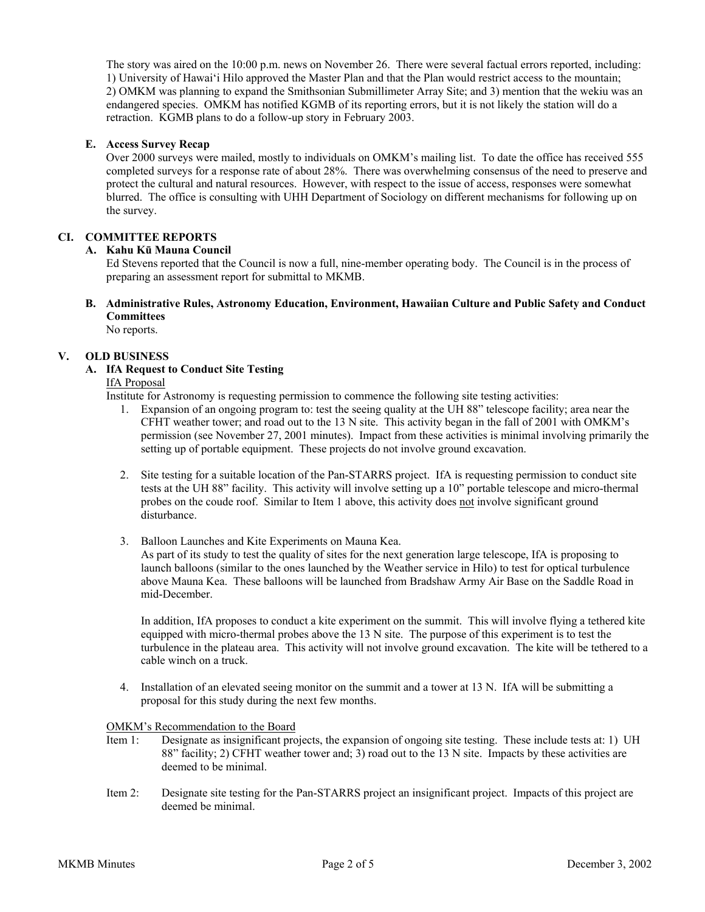The story was aired on the 10:00 p.m. news on November 26. There were several factual errors reported, including: 1) University of Hawai'i Hilo approved the Master Plan and that the Plan would restrict access to the mountain; 2) OMKM was planning to expand the Smithsonian Submillimeter Array Site; and 3) mention that the wekiu was an endangered species. OMKM has notified KGMB of its reporting errors, but it is not likely the station will do a retraction. KGMB plans to do a follow-up story in February 2003.

**E. Access Survey Recap**

Over 2000 surveys were mailed, mostly to individuals on OMKM's mailing list. To date the office has received 555 completed surveys for a response rate of about 28%. There was overwhelming consensus of the need to preserve and protect the cultural and natural resources. However, with respect to the issue of access, responses were somewhat blurred. The office is consulting with UHH Department of Sociology on different mechanisms for following up on the survey.

## CI. COMMITTEE REPORTS

**A. Kahu Kū Mauna Council**

Ed Stevens reported that the Council is now a full, nine-member operating body. The Council is in the process of preparing an assessment report for submittal to MKMB.

**B. Administrative Rules, Astronomy Education, Environment, Hawaiian Culture and Public Safety and Conduct Committees**

No reports.

## V. OLD BUSINESS

**A. IfA Request to Conduct Site Testing**

IfA Proposal

Institute for Astronomy is requesting permission to commence the following site testing activities:

1. Expansion of an ongoing program to: test the seeing quality at the UH 88" telescope facility; area near the CFHT weather tower; and road out to the 13 N site. This activity began in the fall of 2001 with OMKM's permission (see November 27, 2001 minutes). Impact from these activities is minimal involving primarily the setting up of portable equipment. These projects do not involve ground excavation.

2. Site testing for a suitable location of the Pan-STARRS project. IfA is requesting permission to conduct site tests at the UH 88" facility. This activity will involve setting up a 10" portable telescope and micro-thermal probes on the coude roof. Similar to Item 1 above, this activity does not involve significant ground disturbance.

3. Balloon Launches and Kite Experiments on Mauna Kea.
   As part of its study to test the quality of sites for the next generation large telescope, IfA is proposing to launch balloons (similar to the ones launched by the Weather service in Hilo) to test for optical turbulence above Mauna Kea. These balloons will be launched from Bradshaw Army Air Base on the Saddle Road in mid-December.

   In addition, IfA proposes to conduct a kite experiment on the summit. This will involve flying a tethered kite equipped with micro-thermal probes above the 13 N site. The purpose of this experiment is to test the turbulence in the plateau area. This activity will not involve ground excavation. The kite will be tethered to a cable winch on a truck.

4. Installation of an elevated seeing monitor on the summit and a tower at 13 N. IfA will be submitting a proposal for this study during the next few months.

OMKM's Recommendation to the Board

Item 1: Designate as insignificant projects, the expansion of ongoing site testing. These include tests at: 1) UH 88" facility; 2) CFHT weather tower and; 3) road out to the 13 N site. Impacts by these activities are deemed to be minimal.

Item 2: Designate site testing for the Pan-STARRS project an insignificant project. Impacts of this project are deemed be minimal.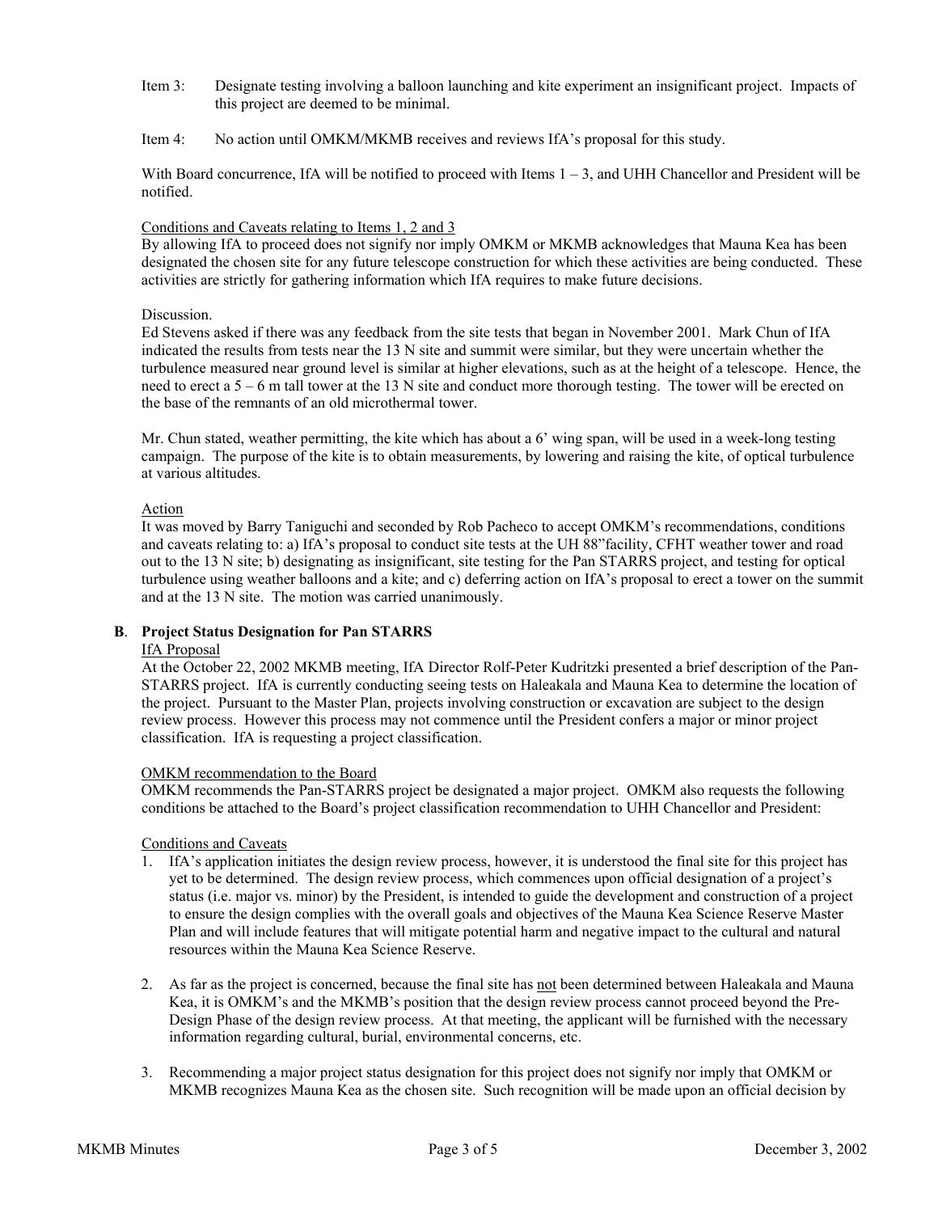Item 3: Designate testing involving a balloon launching and kite experiment an insignificant project. Impacts of this project are deemed to be minimal.

Item 4: No action until OMKM/MKMB receives and reviews IfA's proposal for this study.

With Board concurrence, IfA will be notified to proceed with Items 1 – 3, and UHH Chancellor and President will be notified.

Conditions and Caveats relating to Items 1, 2 and 3

By allowing IfA to proceed does not signify nor imply OMKM or MKMB acknowledges that Mauna Kea has been designated the chosen site for any future telescope construction for which these activities are being conducted. These activities are strictly for gathering information which IfA requires to make future decisions.

Discussion.

Ed Stevens asked if there was any feedback from the site tests that began in November 2001. Mark Chun of IfA indicated the results from tests near the 13 N site and summit were similar, but they were uncertain whether the turbulence measured near ground level is similar at higher elevations, such as at the height of a telescope. Hence, the need to erect a 5 – 6 m tall tower at the 13 N site and conduct more thorough testing. The tower will be erected on the base of the remnants of an old microthermal tower.

Mr. Chun stated, weather permitting, the kite which has about a 6' wing span, will be used in a week-long testing campaign. The purpose of the kite is to obtain measurements, by lowering and raising the kite, of optical turbulence at various altitudes.

Action

It was moved by Barry Taniguchi and seconded by Rob Pacheco to accept OMKM's recommendations, conditions and caveats relating to: a) IfA's proposal to conduct site tests at the UH 88"facility, CFHT weather tower and road out to the 13 N site; b) designating as insignificant, site testing for the Pan STARRS project, and testing for optical turbulence using weather balloons and a kite; and c) deferring action on IfA's proposal to erect a tower on the summit and at the 13 N site. The motion was carried unanimously.

**B**. **Project Status Designation for Pan STARRS**

IfA Proposal

At the October 22, 2002 MKMB meeting, IfA Director Rolf-Peter Kudritzki presented a brief description of the Pan-STARRS project. IfA is currently conducting seeing tests on Haleakala and Mauna Kea to determine the location of the project. Pursuant to the Master Plan, projects involving construction or excavation are subject to the design review process. However this process may not commence until the President confers a major or minor project classification. IfA is requesting a project classification.

OMKM recommendation to the Board

OMKM recommends the Pan-STARRS project be designated a major project. OMKM also requests the following conditions be attached to the Board's project classification recommendation to UHH Chancellor and President:

Conditions and Caveats

1. IfA's application initiates the design review process, however, it is understood the final site for this project has yet to be determined. The design review process, which commences upon official designation of a project's status (i.e. major vs. minor) by the President, is intended to guide the development and construction of a project to ensure the design complies with the overall goals and objectives of the Mauna Kea Science Reserve Master Plan and will include features that will mitigate potential harm and negative impact to the cultural and natural resources within the Mauna Kea Science Reserve.

2. As far as the project is concerned, because the final site has not been determined between Haleakala and Mauna Kea, it is OMKM's and the MKMB's position that the design review process cannot proceed beyond the Pre-Design Phase of the design review process. At that meeting, the applicant will be furnished with the necessary information regarding cultural, burial, environmental concerns, etc.

3. Recommending a major project status designation for this project does not signify nor imply that OMKM or MKMB recognizes Mauna Kea as the chosen site. Such recognition will be made upon an official decision by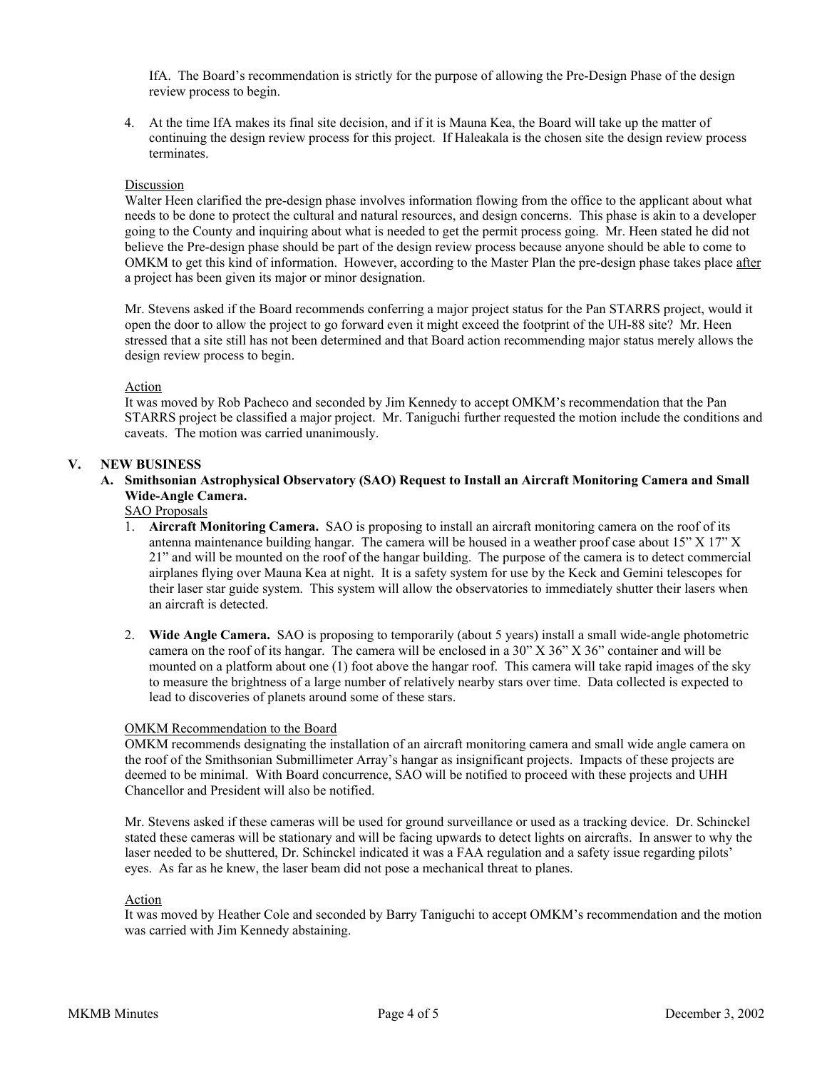IfA. The Board's recommendation is strictly for the purpose of allowing the Pre-Design Phase of the design review process to begin.

4. At the time IfA makes its final site decision, and if it is Mauna Kea, the Board will take up the matter of continuing the design review process for this project. If Haleakala is the chosen site the design review process terminates.

Discussion

Walter Heen clarified the pre-design phase involves information flowing from the office to the applicant about what needs to be done to protect the cultural and natural resources, and design concerns. This phase is akin to a developer going to the County and inquiring about what is needed to get the permit process going. Mr. Heen stated he did not believe the Pre-design phase should be part of the design review process because anyone should be able to come to OMKM to get this kind of information. However, according to the Master Plan the pre-design phase takes place after a project has been given its major or minor designation.

Mr. Stevens asked if the Board recommends conferring a major project status for the Pan STARRS project, would it open the door to allow the project to go forward even it might exceed the footprint of the UH-88 site? Mr. Heen stressed that a site still has not been determined and that Board action recommending major status merely allows the design review process to begin.

Action

It was moved by Rob Pacheco and seconded by Jim Kennedy to accept OMKM's recommendation that the Pan STARRS project be classified a major project. Mr. Taniguchi further requested the motion include the conditions and caveats. The motion was carried unanimously.

## V. NEW BUSINESS

### A. Smithsonian Astrophysical Observatory (SAO) Request to Install an Aircraft Monitoring Camera and Small Wide-Angle Camera.

SAO Proposals

1. **Aircraft Monitoring Camera.** SAO is proposing to install an aircraft monitoring camera on the roof of its antenna maintenance building hangar. The camera will be housed in a weather proof case about 15" X 17" X 21" and will be mounted on the roof of the hangar building. The purpose of the camera is to detect commercial airplanes flying over Mauna Kea at night. It is a safety system for use by the Keck and Gemini telescopes for their laser star guide system. This system will allow the observatories to immediately shutter their lasers when an aircraft is detected.

2. **Wide Angle Camera.** SAO is proposing to temporarily (about 5 years) install a small wide-angle photometric camera on the roof of its hangar. The camera will be enclosed in a 30" X 36" X 36" container and will be mounted on a platform about one (1) foot above the hangar roof. This camera will take rapid images of the sky to measure the brightness of a large number of relatively nearby stars over time. Data collected is expected to lead to discoveries of planets around some of these stars.

OMKM Recommendation to the Board

OMKM recommends designating the installation of an aircraft monitoring camera and small wide angle camera on the roof of the Smithsonian Submillimeter Array's hangar as insignificant projects. Impacts of these projects are deemed to be minimal. With Board concurrence, SAO will be notified to proceed with these projects and UHH Chancellor and President will also be notified.

Mr. Stevens asked if these cameras will be used for ground surveillance or used as a tracking device. Dr. Schinckel stated these cameras will be stationary and will be facing upwards to detect lights on aircrafts. In answer to why the laser needed to be shuttered, Dr. Schinckel indicated it was a FAA regulation and a safety issue regarding pilots' eyes. As far as he knew, the laser beam did not pose a mechanical threat to planes.

Action

It was moved by Heather Cole and seconded by Barry Taniguchi to accept OMKM's recommendation and the motion was carried with Jim Kennedy abstaining.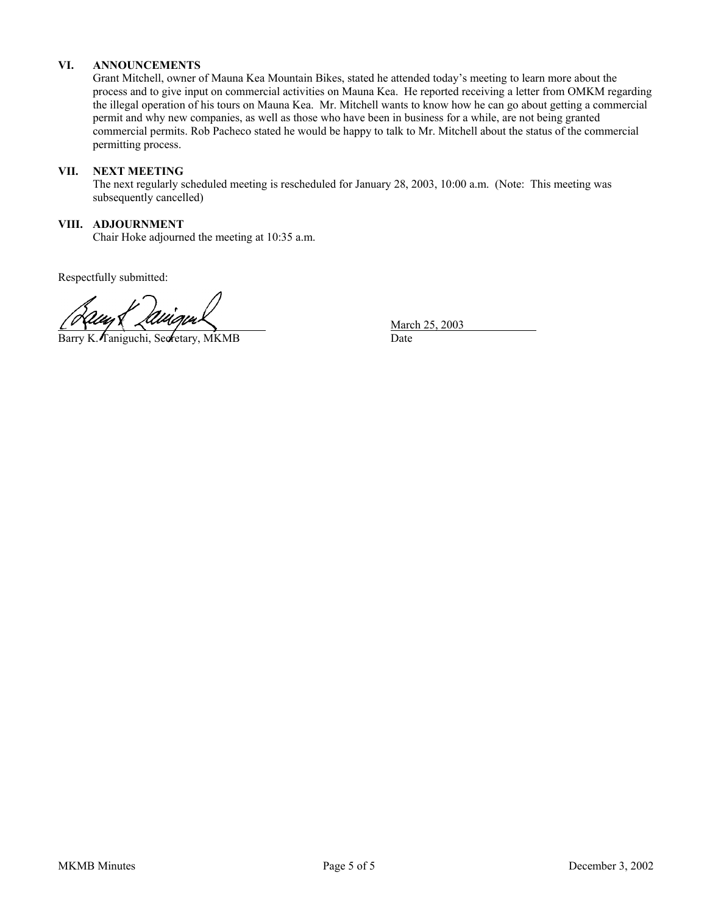## VI. ANNOUNCEMENTS

Grant Mitchell, owner of Mauna Kea Mountain Bikes, stated he attended today's meeting to learn more about the process and to give input on commercial activities on Mauna Kea. He reported receiving a letter from OMKM regarding the illegal operation of his tours on Mauna Kea. Mr. Mitchell wants to know how he can go about getting a commercial permit and why new companies, as well as those who have been in business for a while, are not being granted commercial permits. Rob Pacheco stated he would be happy to talk to Mr. Mitchell about the status of the commercial permitting process.

## VII. NEXT MEETING

The next regularly scheduled meeting is rescheduled for January 28, 2003, 10:00 a.m. (Note: This meeting was subsequently cancelled)

## VIII. ADJOURNMENT

Chair Hoke adjourned the meeting at 10:35 a.m.

Respectfully submitted:

Barry K. Taniguchi, Secretary, MKMB

March 25, 2003
Date